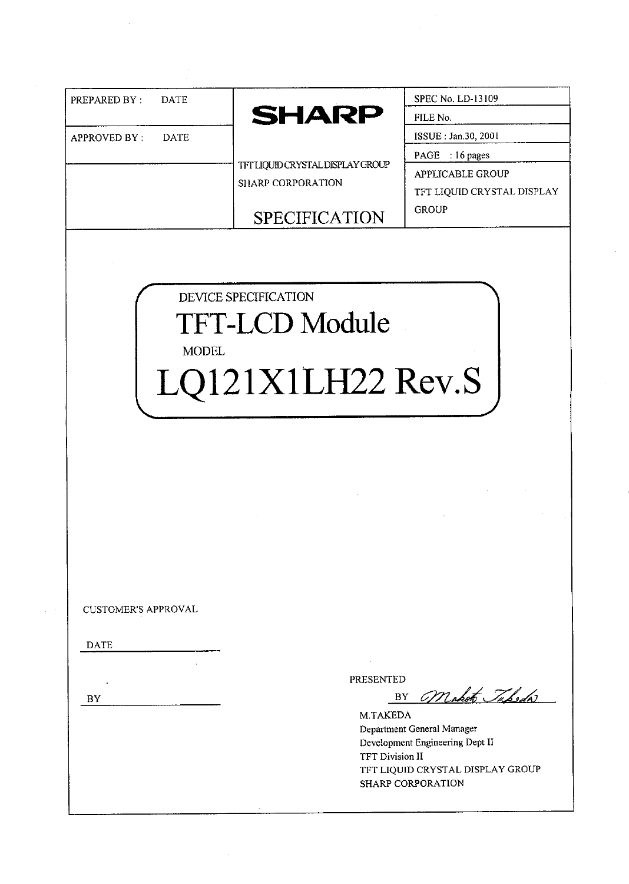| PREPARED BY : DATE | **SHARP** | SPEC No. LD-13109 |
|---|---|---|
| | | FILE No. |
| APPROVED BY : DATE | | ISSUE : Jan.30, 2001 |
| | TFT LIQUID CRYSTAL DISPLAY GROUP<br>SHARP CORPORATION | PAGE : 16 pages |
| | SPECIFICATION | APPLICABLE GROUP<br>TFT LIQUID CRYSTAL DISPLAY GROUP |

DEVICE SPECIFICATION

# TFT-LCD Module

MODEL

# LQ121X1LH22 Rev.S

CUSTOMER'S APPROVAL

DATE \_\_\_\_\_\_\_\_\_\_\_\_\_\_\_\_

BY \_\_\_\_\_\_\_\_\_\_\_\_\_\_\_\_

PRESENTED

BY *Makoto Takeda*

M.TAKEDA
Department General Manager
Development Engineering Dept II
TFT Division II
TFT LIQUID CRYSTAL DISPLAY GROUP
SHARP CORPORATION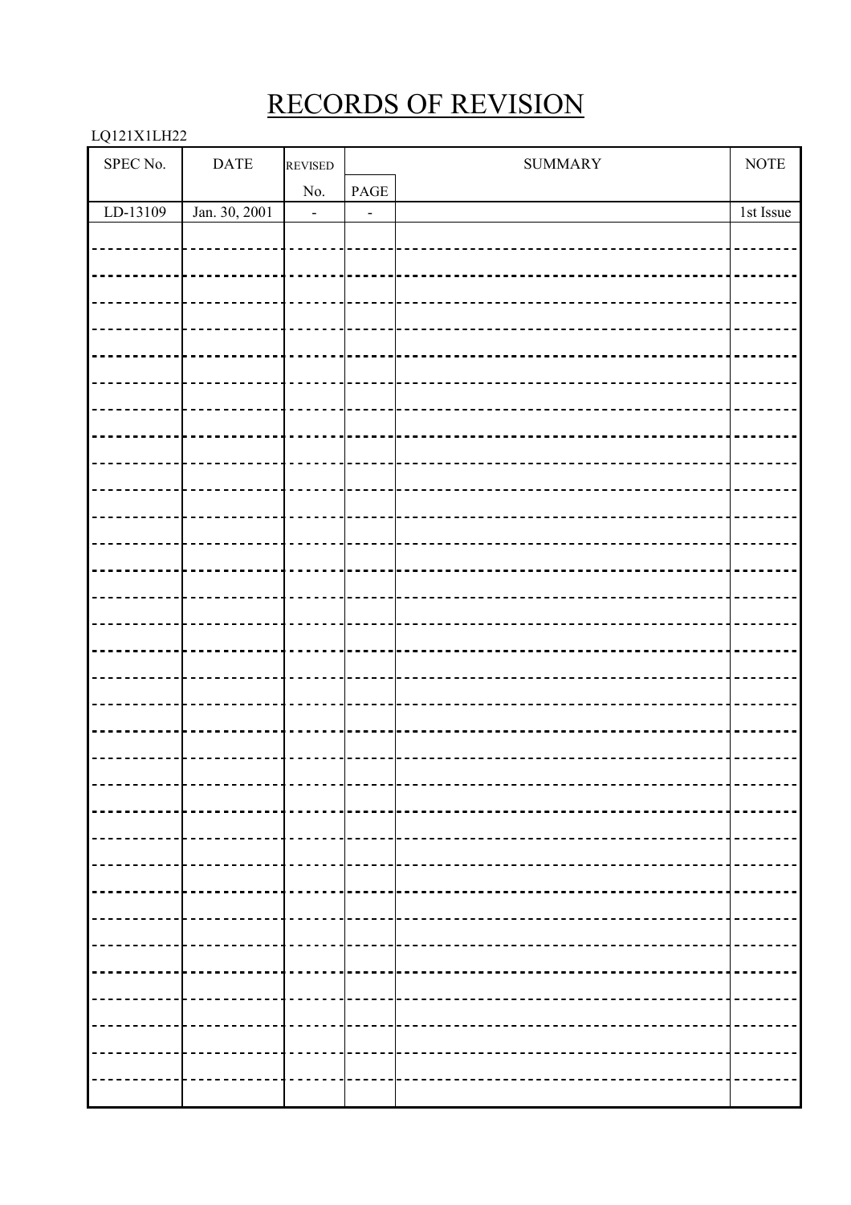# RECORDS OF REVISION

LQ121X1LH22

| SPEC No. | DATE | REVISED No. | PAGE | SUMMARY | NOTE |
|---|---|---|---|---|---|
| LD-13109 | Jan. 30, 2001 | - | - | | 1st Issue |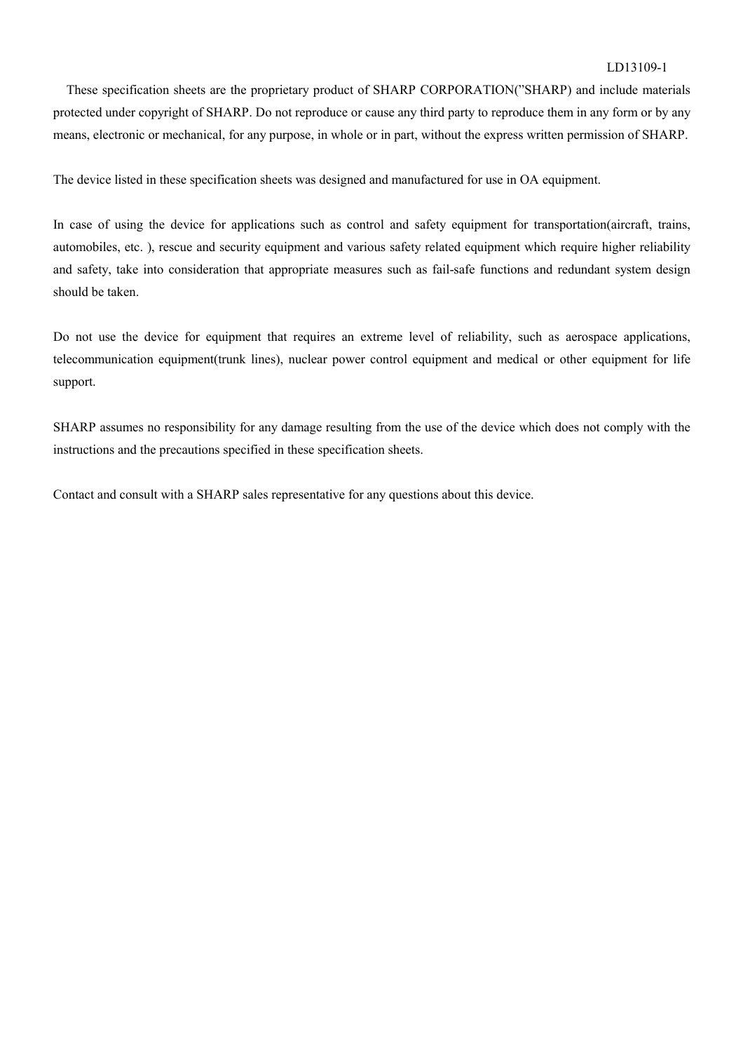These specification sheets are the proprietary product of SHARP CORPORATION("SHARP) and include materials protected under copyright of SHARP. Do not reproduce or cause any third party to reproduce them in any form or by any means, electronic or mechanical, for any purpose, in whole or in part, without the express written permission of SHARP.

The device listed in these specification sheets was designed and manufactured for use in OA equipment.

In case of using the device for applications such as control and safety equipment for transportation(aircraft, trains, automobiles, etc. ), rescue and security equipment and various safety related equipment which require higher reliability and safety, take into consideration that appropriate measures such as fail-safe functions and redundant system design should be taken.

Do not use the device for equipment that requires an extreme level of reliability, such as aerospace applications, telecommunication equipment(trunk lines), nuclear power control equipment and medical or other equipment for life support.

SHARP assumes no responsibility for any damage resulting from the use of the device which does not comply with the instructions and the precautions specified in these specification sheets.

Contact and consult with a SHARP sales representative for any questions about this device.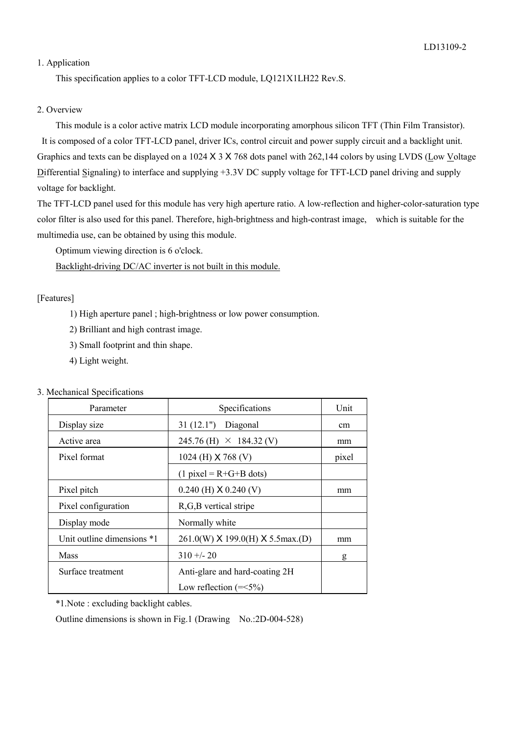## 1. Application

This specification applies to a color TFT-LCD module, LQ121X1LH22 Rev.S.

## 2. Overview

This module is a color active matrix LCD module incorporating amorphous silicon TFT (Thin Film Transistor). It is composed of a color TFT-LCD panel, driver ICs, control circuit and power supply circuit and a backlight unit. Graphics and texts can be displayed on a 1024 X 3 X 768 dots panel with 262,144 colors by using LVDS (Low Voltage Differential Signaling) to interface and supplying +3.3V DC supply voltage for TFT-LCD panel driving and supply voltage for backlight.

The TFT-LCD panel used for this module has very high aperture ratio. A low-reflection and higher-color-saturation type color filter is also used for this panel. Therefore, high-brightness and high-contrast image, which is suitable for the multimedia use, can be obtained by using this module.

Optimum viewing direction is 6 o'clock.

Backlight-driving DC/AC inverter is not built in this module.

[Features]

1) High aperture panel ; high-brightness or low power consumption.
2) Brilliant and high contrast image.
3) Small footprint and thin shape.
4) Light weight.

## 3. Mechanical Specifications

| Parameter | Specifications | Unit |
|---|---|---|
| Display size | 31 (12.1") Diagonal | cm |
| Active area | 245.76 (H) × 184.32 (V) | mm |
| Pixel format | 1024 (H) X 768 (V) | pixel |
| | (1 pixel = R+G+B dots) | |
| Pixel pitch | 0.240 (H) X 0.240 (V) | mm |
| Pixel configuration | R,G,B vertical stripe | |
| Display mode | Normally white | |
| Unit outline dimensions *1 | 261.0(W) X 199.0(H) X 5.5max.(D) | mm |
| Mass | 310 +/- 20 | g |
| Surface treatment | Anti-glare and hard-coating 2H<br>Low reflection (=<5%) | |

*1.Note : excluding backlight cables.

Outline dimensions is shown in Fig.1 (Drawing No.:2D-004-528)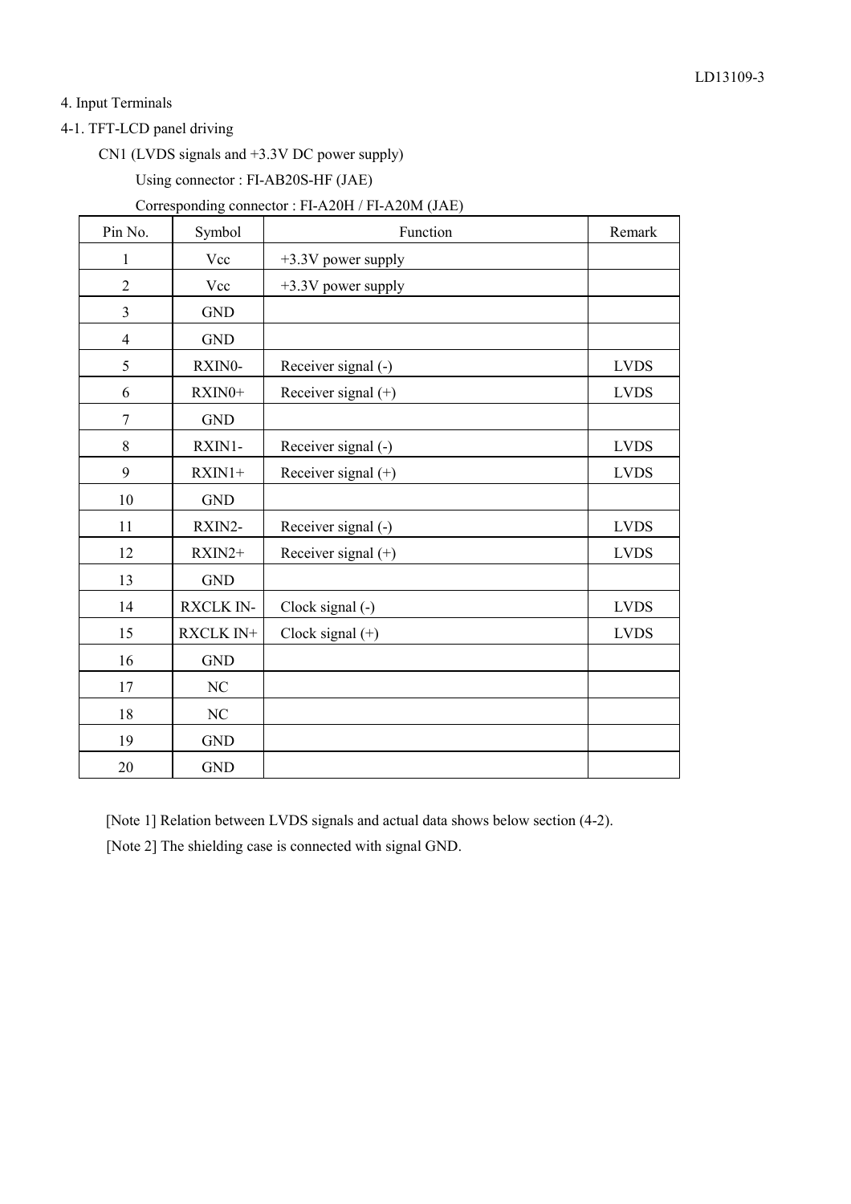## 4. Input Terminals

### 4-1. TFT-LCD panel driving

CN1 (LVDS signals and +3.3V DC power supply)

Using connector : FI-AB20S-HF (JAE)

Corresponding connector : FI-A20H / FI-A20M (JAE)

| Pin No. | Symbol | Function | Remark |
|---|---|---|---|
| 1 | Vcc | +3.3V power supply | |
| 2 | Vcc | +3.3V power supply | |
| 3 | GND | | |
| 4 | GND | | |
| 5 | RXIN0- | Receiver signal (-) | LVDS |
| 6 | RXIN0+ | Receiver signal (+) | LVDS |
| 7 | GND | | |
| 8 | RXIN1- | Receiver signal (-) | LVDS |
| 9 | RXIN1+ | Receiver signal (+) | LVDS |
| 10 | GND | | |
| 11 | RXIN2- | Receiver signal (-) | LVDS |
| 12 | RXIN2+ | Receiver signal (+) | LVDS |
| 13 | GND | | |
| 14 | RXCLK IN- | Clock signal (-) | LVDS |
| 15 | RXCLK IN+ | Clock signal (+) | LVDS |
| 16 | GND | | |
| 17 | NC | | |
| 18 | NC | | |
| 19 | GND | | |
| 20 | GND | | |

[Note 1] Relation between LVDS signals and actual data shows below section (4-2).

[Note 2] The shielding case is connected with signal GND.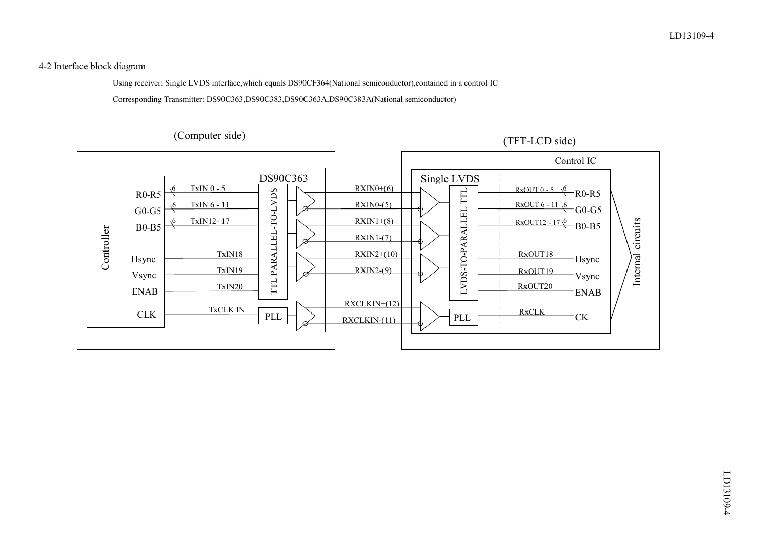4-2 Interface block diagram

Using receiver: Single LVDS interface,which equals DS90CF364(National semiconductor),contained in a control IC

Corresponding Transmitter: DS90C363,DS90C383,DS90C363A,DS90C383A(National semiconductor)

(Computer side)

(TFT-LCD side)

Controller

R0-R5 — 6 — TxIN 0 - 5
G0-G5 — 6 — TxIN 6 - 11
B0-B5 — 6 — TxIN12- 17
Hsync — TxIN18
Vsync — TxIN19
ENAB — TxIN20
CLK — TxCLK IN

DS90C363

TTL PARALLEL-TO-LVDS

PLL

RXIN0+(6)
RXIN0-(5)
RXIN1+(8)
RXIN1-(7)
RXIN2+(10)
RXIN2-(9)
RXCLKIN+(12)
RXCLKIN-(11)

Control IC

Single LVDS

LVDS-TO-PARALLEL TTL

PLL

RxOUT 0 - 5 — 6 — R0-R5
RxOUT 6 - 11 — 6 — G0-G5
RxOUT12 - 17 — 6 — B0-B5
RxOUT18 — Hsync
RxOUT19 — Vsync
RxOUT20 — ENAB
RxCLK — CK

Internal circuits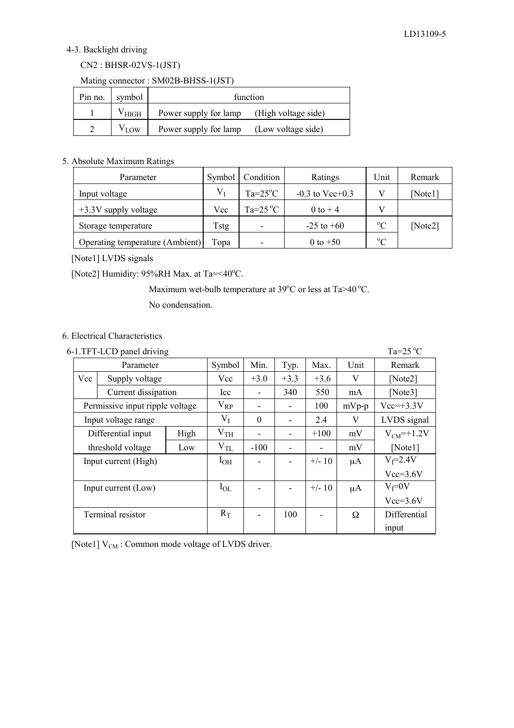### 4-3. Backlight driving

CN2 : BHSR-02VS-1(JST)

Mating connector : SM02B-BHSS-1(JST)

| Pin no. | symbol | function |
|---|---|---|
| 1 | $V_{HIGH}$ | Power supply for lamp (High voltage side) |
| 2 | $V_{LOW}$ | Power supply for lamp (Low voltage side) |

## 5. Absolute Maximum Ratings

| Parameter | Symbol | Condition | Ratings | Unit | Remark |
|---|---|---|---|---|---|
| Input voltage | $V_I$ | Ta=25°C | -0.3 to Vcc+0.3 | V | [Note1] |
| +3.3V supply voltage | Vcc | Ta=25 °C | 0 to + 4 | V | |
| Storage temperature | Tstg | - | -25 to +60 | °C | [Note2] |
| Operating temperature (Ambient) | Topa | - | 0 to +50 | °C | |

[Note1] LVDS signals

[Note2] Humidity: 95%RH Max. at Ta=<40°C.

Maximum wet-bulb temperature at 39°C or less at Ta>40 °C.

No condensation.

## 6. Electrical Characteristics

### 6-1.TFT-LCD panel driving

Ta=25 °C

| Parameter | | Symbol | Min. | Typ. | Max. | Unit | Remark |
|---|---|---|---|---|---|---|---|
| Vcc | Supply voltage | Vcc | +3.0 | +3.3 | +3.6 | V | [Note2] |
| | Current dissipation | Icc | - | 340 | 550 | mA | [Note3] |
| Permissive input ripple voltage | | $V_{RP}$ | - | - | 100 | mVp-p | Vcc=+3.3V |
| Input voltage range | | $V_I$ | 0 | - | 2.4 | V | LVDS signal |
| Differential input threshold voltage | High | $V_{TH}$ | - | - | +100 | mV | $V_{CM}$=+1.2V [Note1] |
| | Low | $V_{TL}$ | -100 | - | - | mV | |
| Input current (High) | | $I_{OH}$ | - | - | +/- 10 | μA | $V_I$=2.4V Vcc=3.6V |
| Input current (Low) | | $I_{OL}$ | - | - | +/- 10 | μA | $V_I$=0V Vcc=3.6V |
| Terminal resistor | | $R_T$ | - | 100 | - | Ω | Differential input |

[Note1] $V_{CM}$ : Common mode voltage of LVDS driver.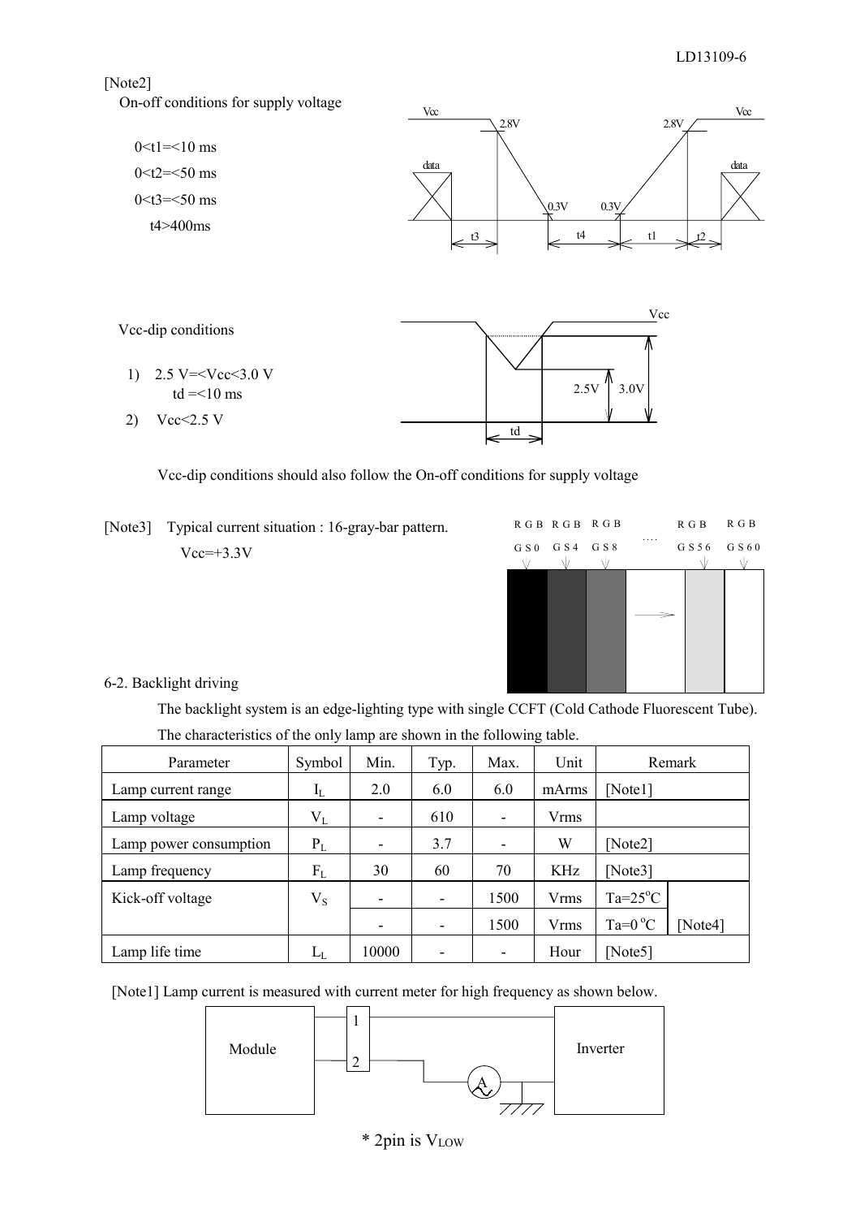[Note2]

On-off conditions for supply voltage

0<t1=<10 ms

0<t2=<50 ms

0<t3=<50 ms

t4>400ms

Vcc-dip conditions

1) 2.5 V=<Vcc<3.0 V
   td =<10 ms

2) Vcc<2.5 V

Vcc-dip conditions should also follow the On-off conditions for supply voltage

[Note3] Typical current situation : 16-gray-bar pattern.
Vcc=+3.3V

6-2. Backlight driving

The backlight system is an edge-lighting type with single CCFT (Cold Cathode Fluorescent Tube).

The characteristics of the only lamp are shown in the following table.

| Parameter | Symbol | Min. | Typ. | Max. | Unit | Remark | |
|---|---|---|---|---|---|---|---|
| Lamp current range | $I_L$ | 2.0 | 6.0 | 6.0 | mArms | [Note1] | |
| Lamp voltage | $V_L$ | - | 610 | - | Vrms | | |
| Lamp power consumption | $P_L$ | - | 3.7 | - | W | [Note2] | |
| Lamp frequency | $F_L$ | 30 | 60 | 70 | KHz | [Note3] | |
| Kick-off voltage | $V_S$ | - | - | 1500 | Vrms | Ta=25°C | [Note4] |
| | | - | - | 1500 | Vrms | Ta=0 °C | |
| Lamp life time | $L_L$ | 10000 | - | - | Hour | [Note5] | |

[Note1] Lamp current is measured with current meter for high frequency as shown below.

* 2pin is $V_{LOW}$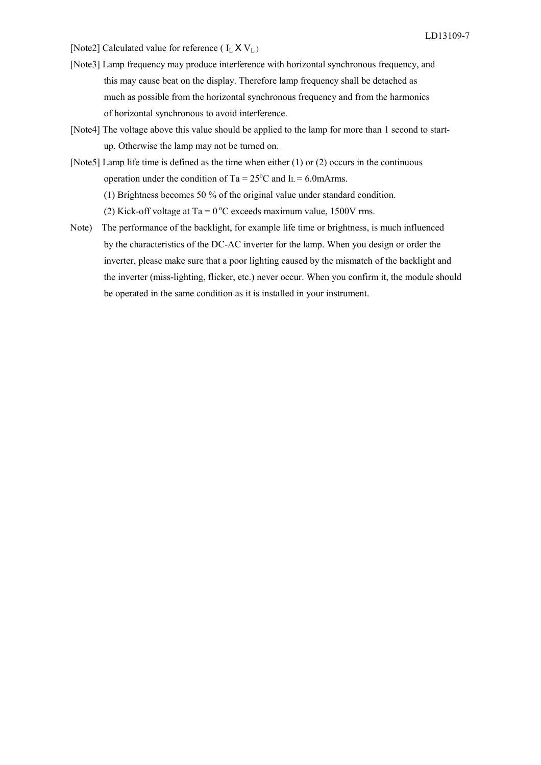[Note2] Calculated value for reference ( $I_L$ X $V_L$ )

[Note3] Lamp frequency may produce interference with horizontal synchronous frequency, and this may cause beat on the display. Therefore lamp frequency shall be detached as much as possible from the horizontal synchronous frequency and from the harmonics of horizontal synchronous to avoid interference.

[Note4] The voltage above this value should be applied to the lamp for more than 1 second to start-up. Otherwise the lamp may not be turned on.

[Note5] Lamp life time is defined as the time when either (1) or (2) occurs in the continuous operation under the condition of Ta = 25°C and $I_L$ = 6.0mArms.

(1) Brightness becomes 50 % of the original value under standard condition.

(2) Kick-off voltage at Ta = 0 °C exceeds maximum value, 1500V rms.

Note) The performance of the backlight, for example life time or brightness, is much influenced by the characteristics of the DC-AC inverter for the lamp. When you design or order the inverter, please make sure that a poor lighting caused by the mismatch of the backlight and the inverter (miss-lighting, flicker, etc.) never occur. When you confirm it, the module should be operated in the same condition as it is installed in your instrument.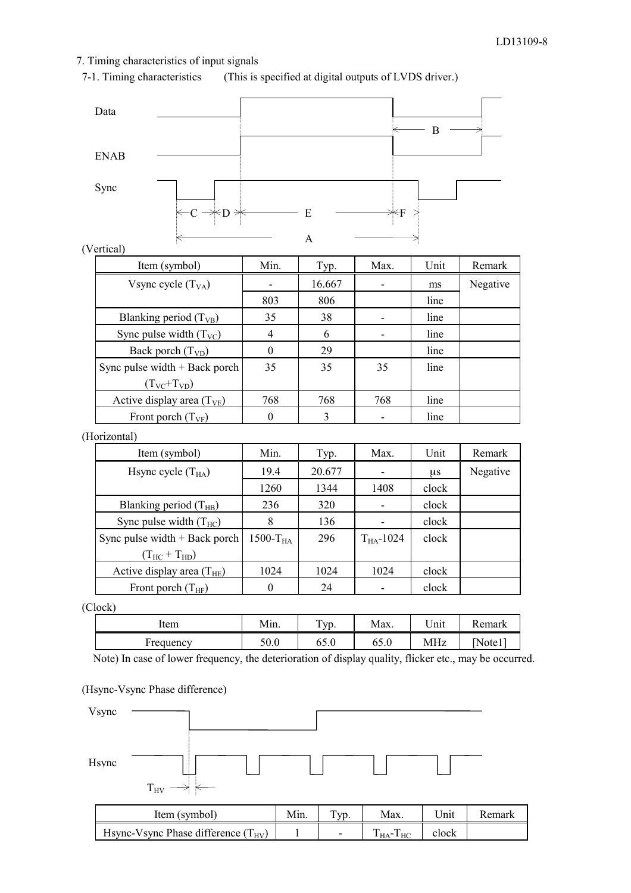## 7. Timing characteristics of input signals

### 7-1. Timing characteristics (This is specified at digital outputs of LVDS driver.)

(Vertical)

| Item (symbol) | Min. | Typ. | Max. | Unit | Remark |
|---|---|---|---|---|---|
| Vsync cycle ($T_{VA}$) | - | 16.667 | - | ms | Negative |
| | 803 | 806 | | line | |
| Blanking period ($T_{VB}$) | 35 | 38 | - | line | |
| Sync pulse width ($T_{VC}$) | 4 | 6 | - | line | |
| Back porch ($T_{VD}$) | 0 | 29 | | line | |
| Sync pulse width + Back porch ($T_{VC}$+$T_{VD}$) | 35 | 35 | 35 | line | |
| Active display area ($T_{VE}$) | 768 | 768 | 768 | line | |
| Front porch ($T_{VF}$) | 0 | 3 | - | line | |

(Horizontal)

| Item (symbol) | Min. | Typ. | Max. | Unit | Remark |
|---|---|---|---|---|---|
| Hsync cycle ($T_{HA}$) | 19.4 | 20.677 | - | μs | Negative |
| | 1260 | 1344 | 1408 | clock | |
| Blanking period ($T_{HB}$) | 236 | 320 | - | clock | |
| Sync pulse width ($T_{HC}$) | 8 | 136 | - | clock | |
| Sync pulse width + Back porch ($T_{HC}$ + $T_{HD}$) | 1500-$T_{HA}$ | 296 | $T_{HA}$-1024 | clock | |
| Active display area ($T_{HE}$) | 1024 | 1024 | 1024 | clock | |
| Front porch ($T_{HF}$) | 0 | 24 | - | clock | |

(Clock)

| Item | Min. | Typ. | Max. | Unit | Remark |
|---|---|---|---|---|---|
| Frequency | 50.0 | 65.0 | 65.0 | MHz | [Note1] |

Note) In case of lower frequency, the deterioration of display quality, flicker etc., may be occurred.

(Hsync-Vsync Phase difference)

| Item (symbol) | Min. | Typ. | Max. | Unit | Remark |
|---|---|---|---|---|---|
| Hsync-Vsync Phase difference ($T_{HV}$) | 1 | - | $T_{HA}$-$T_{HC}$ | clock | |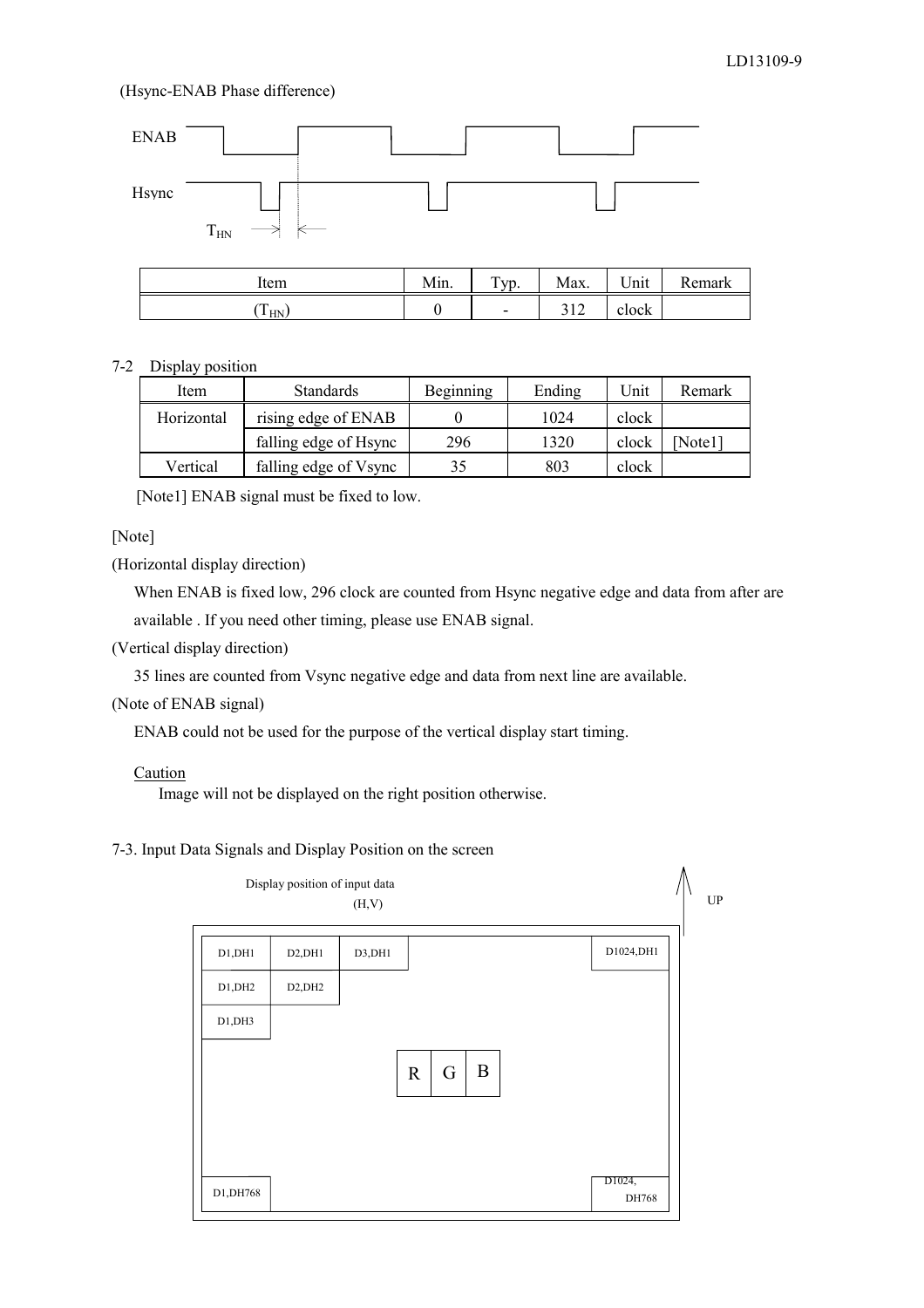(Hsync-ENAB Phase difference)

ENAB

Hsync

$T_{HN}$

| Item | Min. | Typ. | Max. | Unit | Remark |
|---|---|---|---|---|---|
| ($T_{HN}$) | 0 | - | 312 | clock | |

## 7-2 Display position

| Item | Standards | Beginning | Ending | Unit | Remark |
|---|---|---|---|---|---|
| Horizontal | rising edge of ENAB | 0 | 1024 | clock | |
| | falling edge of Hsync | 296 | 1320 | clock | [Note1] |
| Vertical | falling edge of Vsync | 35 | 803 | clock | |

[Note1] ENAB signal must be fixed to low.

[Note]

(Horizontal display direction)

When ENAB is fixed low, 296 clock are counted from Hsync negative edge and data from after are available . If you need other timing, please use ENAB signal.

(Vertical display direction)

35 lines are counted from Vsync negative edge and data from next line are available.

(Note of ENAB signal)

ENAB could not be used for the purpose of the vertical display start timing.

Caution

Image will not be displayed on the right position otherwise.

## 7-3. Input Data Signals and Display Position on the screen

Display position of input data (H,V)

UP

| D1,DH1 | D2,DH1 | D3,DH1 | | D1024,DH1 |
|---|---|---|---|---|
| D1,DH2 | D2,DH2 | | | |
| D1,DH3 | | | | |
| | | R G B | | |
| D1,DH768 | | | | D1024, DH768 |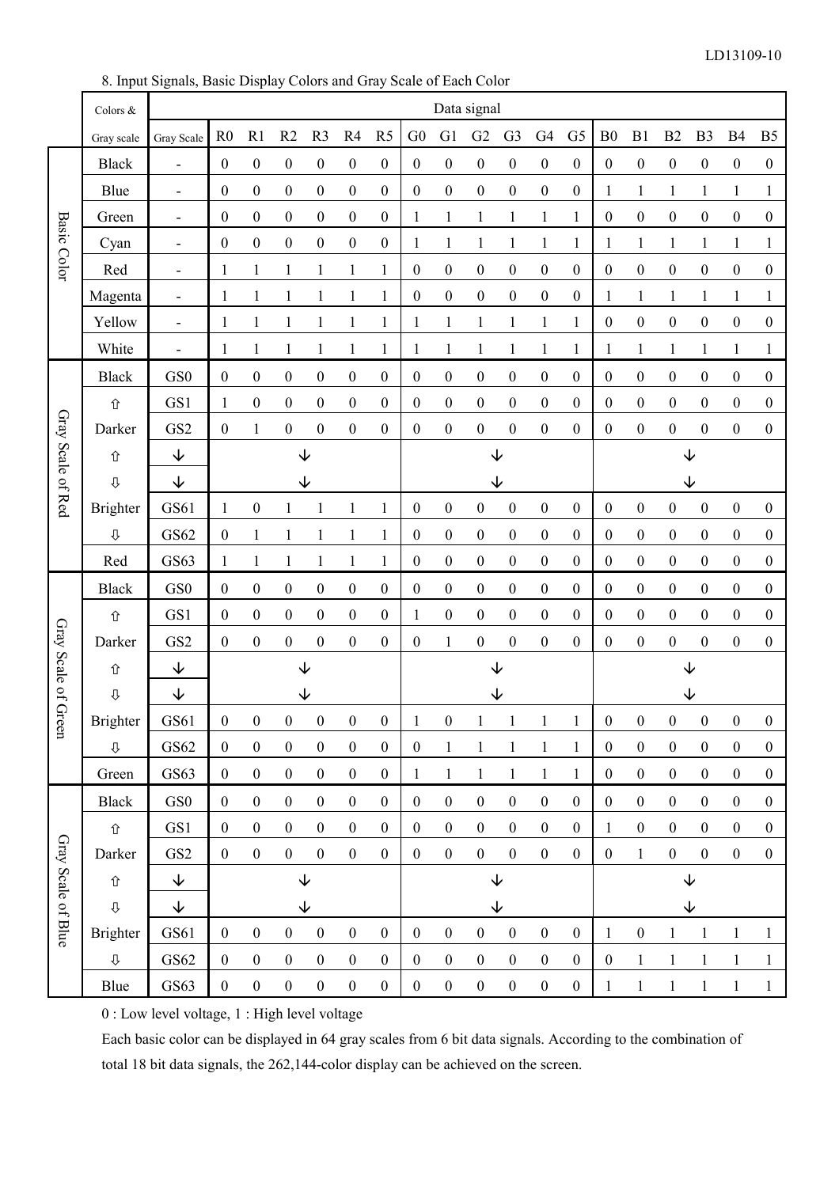8. Input Signals, Basic Display Colors and Gray Scale of Each Color

| | Colors & Gray scale | Gray Scale | R0 | R1 | R2 | R3 | R4 | R5 | G0 | G1 | G2 | G3 | G4 | G5 | B0 | B1 | B2 | B3 | B4 | B5 |
|---|---|---|---|---|---|---|---|---|---|---|---|---|---|---|---|---|---|---|---|---|
| Basic Color | Black | - | 0 | 0 | 0 | 0 | 0 | 0 | 0 | 0 | 0 | 0 | 0 | 0 | 0 | 0 | 0 | 0 | 0 | 0 |
| | Blue | - | 0 | 0 | 0 | 0 | 0 | 0 | 0 | 0 | 0 | 0 | 0 | 0 | 1 | 1 | 1 | 1 | 1 | 1 |
| | Green | - | 0 | 0 | 0 | 0 | 0 | 0 | 1 | 1 | 1 | 1 | 1 | 1 | 0 | 0 | 0 | 0 | 0 | 0 |
| | Cyan | - | 0 | 0 | 0 | 0 | 0 | 0 | 1 | 1 | 1 | 1 | 1 | 1 | 1 | 1 | 1 | 1 | 1 | 1 |
| | Red | - | 1 | 1 | 1 | 1 | 1 | 1 | 0 | 0 | 0 | 0 | 0 | 0 | 0 | 0 | 0 | 0 | 0 | 0 |
| | Magenta | - | 1 | 1 | 1 | 1 | 1 | 1 | 0 | 0 | 0 | 0 | 0 | 0 | 1 | 1 | 1 | 1 | 1 | 1 |
| | Yellow | - | 1 | 1 | 1 | 1 | 1 | 1 | 1 | 1 | 1 | 1 | 1 | 1 | 0 | 0 | 0 | 0 | 0 | 0 |
| | White | - | 1 | 1 | 1 | 1 | 1 | 1 | 1 | 1 | 1 | 1 | 1 | 1 | 1 | 1 | 1 | 1 | 1 | 1 |
| Gray Scale of Red | Black | GS0 | 0 | 0 | 0 | 0 | 0 | 0 | 0 | 0 | 0 | 0 | 0 | 0 | 0 | 0 | 0 | 0 | 0 | 0 |
| | ⇧ | GS1 | 1 | 0 | 0 | 0 | 0 | 0 | 0 | 0 | 0 | 0 | 0 | 0 | 0 | 0 | 0 | 0 | 0 | 0 |
| | Darker | GS2 | 0 | 1 | 0 | 0 | 0 | 0 | 0 | 0 | 0 | 0 | 0 | 0 | 0 | 0 | 0 | 0 | 0 | 0 |
| | ⇧ | ↓ | | | ↓ | | | | | | ↓ | | | | | | ↓ | | | |
| | ⇩ | ↓ | | | ↓ | | | | | | ↓ | | | | | | ↓ | | | |
| | Brighter | GS61 | 1 | 0 | 1 | 1 | 1 | 1 | 0 | 0 | 0 | 0 | 0 | 0 | 0 | 0 | 0 | 0 | 0 | 0 |
| | ⇩ | GS62 | 0 | 1 | 1 | 1 | 1 | 1 | 0 | 0 | 0 | 0 | 0 | 0 | 0 | 0 | 0 | 0 | 0 | 0 |
| | Red | GS63 | 1 | 1 | 1 | 1 | 1 | 1 | 0 | 0 | 0 | 0 | 0 | 0 | 0 | 0 | 0 | 0 | 0 | 0 |
| Gray Scale of Green | Black | GS0 | 0 | 0 | 0 | 0 | 0 | 0 | 0 | 0 | 0 | 0 | 0 | 0 | 0 | 0 | 0 | 0 | 0 | 0 |
| | ⇧ | GS1 | 0 | 0 | 0 | 0 | 0 | 0 | 1 | 0 | 0 | 0 | 0 | 0 | 0 | 0 | 0 | 0 | 0 | 0 |
| | Darker | GS2 | 0 | 0 | 0 | 0 | 0 | 0 | 0 | 1 | 0 | 0 | 0 | 0 | 0 | 0 | 0 | 0 | 0 | 0 |
| | ⇧ | ↓ | | | ↓ | | | | | | ↓ | | | | | | ↓ | | | |
| | ⇩ | ↓ | | | ↓ | | | | | | ↓ | | | | | | ↓ | | | |
| | Brighter | GS61 | 0 | 0 | 0 | 0 | 0 | 0 | 1 | 0 | 1 | 1 | 1 | 1 | 0 | 0 | 0 | 0 | 0 | 0 |
| | ⇩ | GS62 | 0 | 0 | 0 | 0 | 0 | 0 | 0 | 1 | 1 | 1 | 1 | 1 | 0 | 0 | 0 | 0 | 0 | 0 |
| | Green | GS63 | 0 | 0 | 0 | 0 | 0 | 0 | 1 | 1 | 1 | 1 | 1 | 1 | 0 | 0 | 0 | 0 | 0 | 0 |
| Gray Scale of Blue | Black | GS0 | 0 | 0 | 0 | 0 | 0 | 0 | 0 | 0 | 0 | 0 | 0 | 0 | 0 | 0 | 0 | 0 | 0 | 0 |
| | ⇧ | GS1 | 0 | 0 | 0 | 0 | 0 | 0 | 0 | 0 | 0 | 0 | 0 | 0 | 1 | 0 | 0 | 0 | 0 | 0 |
| | Darker | GS2 | 0 | 0 | 0 | 0 | 0 | 0 | 0 | 0 | 0 | 0 | 0 | 0 | 0 | 1 | 0 | 0 | 0 | 0 |
| | ⇧ | ↓ | | | ↓ | | | | | | ↓ | | | | | | ↓ | | | |
| | ⇩ | ↓ | | | ↓ | | | | | | ↓ | | | | | | ↓ | | | |
| | Brighter | GS61 | 0 | 0 | 0 | 0 | 0 | 0 | 0 | 0 | 0 | 0 | 0 | 0 | 1 | 0 | 1 | 1 | 1 | 1 |
| | ⇩ | GS62 | 0 | 0 | 0 | 0 | 0 | 0 | 0 | 0 | 0 | 0 | 0 | 0 | 0 | 1 | 1 | 1 | 1 | 1 |
| | Blue | GS63 | 0 | 0 | 0 | 0 | 0 | 0 | 0 | 0 | 0 | 0 | 0 | 0 | 1 | 1 | 1 | 1 | 1 | 1 |

0 : Low level voltage, 1 : High level voltage

Each basic color can be displayed in 64 gray scales from 6 bit data signals. According to the combination of total 18 bit data signals, the 262,144-color display can be achieved on the screen.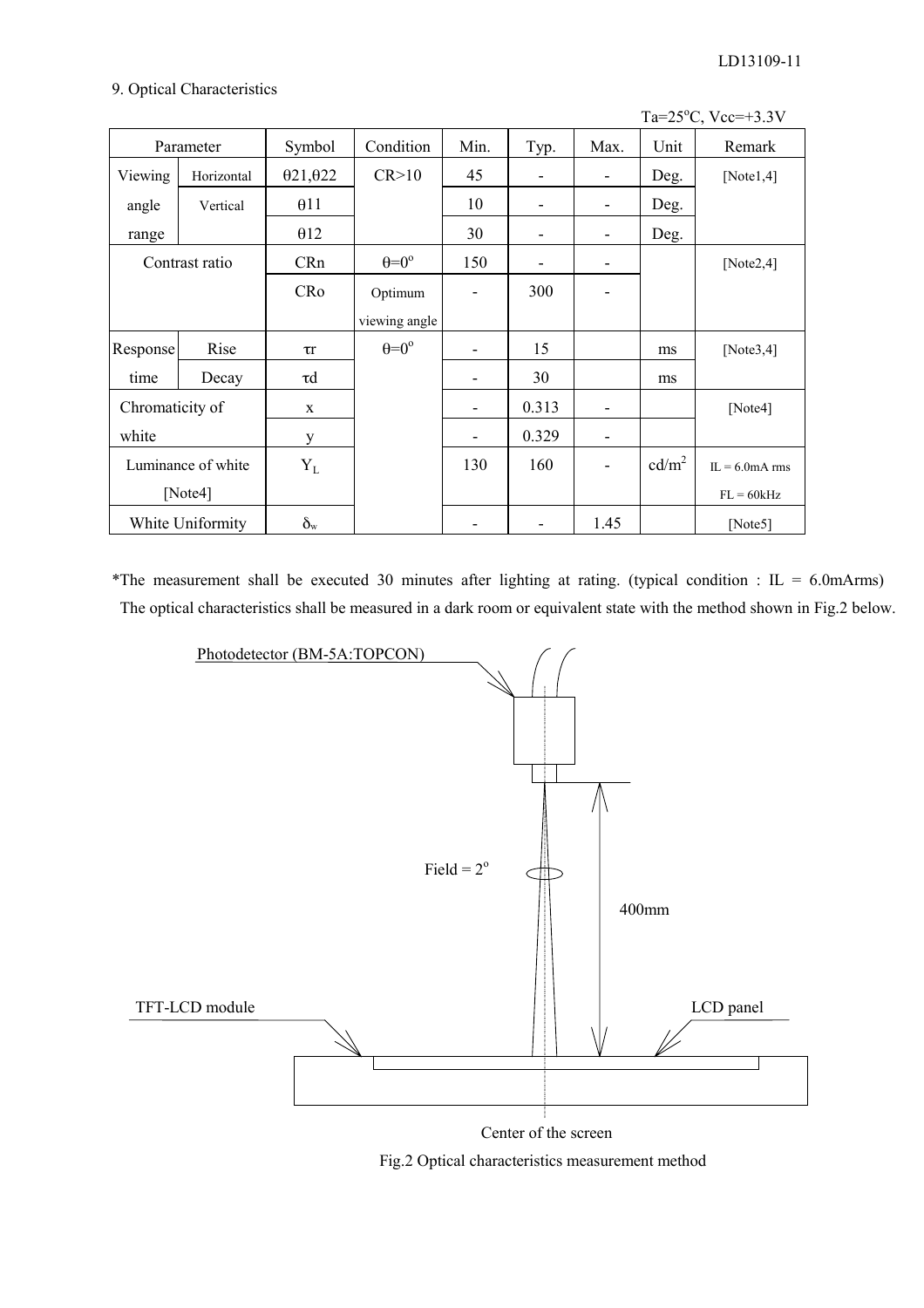## 9. Optical Characteristics

Ta=25°C, Vcc=+3.3V

| Parameter | | Symbol | Condition | Min. | Typ. | Max. | Unit | Remark |
|---|---|---|---|---|---|---|---|---|
| Viewing angle range | Horizontal | $\theta 21, \theta 22$ | CR>10 | 45 | - | - | Deg. | [Note1,4] |
| | Vertical | $\theta 11$ | | 10 | - | - | Deg. | |
| | | $\theta 12$ | | 30 | - | - | Deg. | |
| Contrast ratio | | CRn | $\theta$=0° | 150 | - | - | | [Note2,4] |
| | | CRo | Optimum viewing angle | - | 300 | - | | |
| Response time | Rise | $\tau r$ | $\theta$=0° | - | 15 | | ms | [Note3,4] |
| | Decay | $\tau d$ | | - | 30 | | ms | |
| Chromaticity of white | | x | | - | 0.313 | - | | [Note4] |
| | | y | | - | 0.329 | - | | |
| Luminance of white [Note4] | | $Y_L$ | | 130 | 160 | - | cd/m$^2$ | IL = 6.0mA rms FL = 60kHz |
| White Uniformity | | $\delta_w$ | | - | - | 1.45 | | [Note5] |

*The measurement shall be executed 30 minutes after lighting at rating. (typical condition : IL = 6.0mArms) The optical characteristics shall be measured in a dark room or equivalent state with the method shown in Fig.2 below.

Photodetector (BM-5A:TOPCON)

Field = 2°

400mm

TFT-LCD module

LCD panel

Center of the screen

Fig.2 Optical characteristics measurement method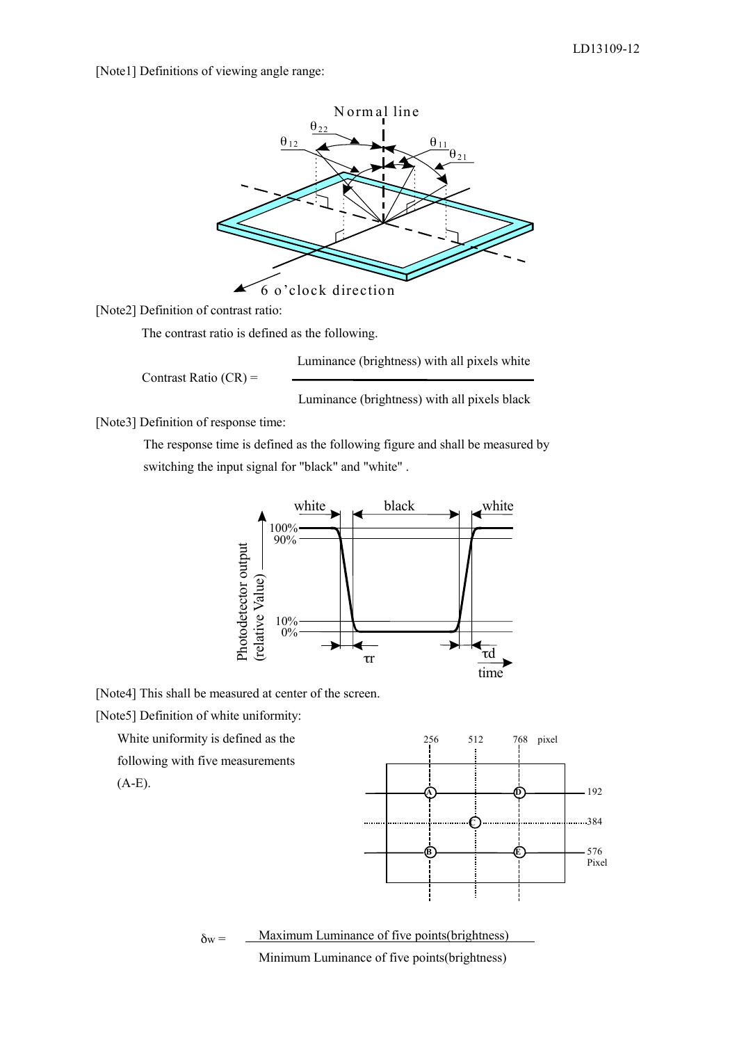[Note1] Definitions of viewing angle range:

[Note2] Definition of contrast ratio:

The contrast ratio is defined as the following.

$$\text{Contrast Ratio (CR)} = \frac{\text{Luminance (brightness) with all pixels white}}{\text{Luminance (brightness) with all pixels black}}$$

[Note3] Definition of response time:

The response time is defined as the following figure and shall be measured by switching the input signal for "black" and "white" .

[Note4] This shall be measured at center of the screen.

[Note5] Definition of white uniformity:

White uniformity is defined as the following with five measurements (A-E).

$$\delta_w = \frac{\text{Maximum Luminance of five points(brightness)}}{\text{Minimum Luminance of five points(brightness)}}$$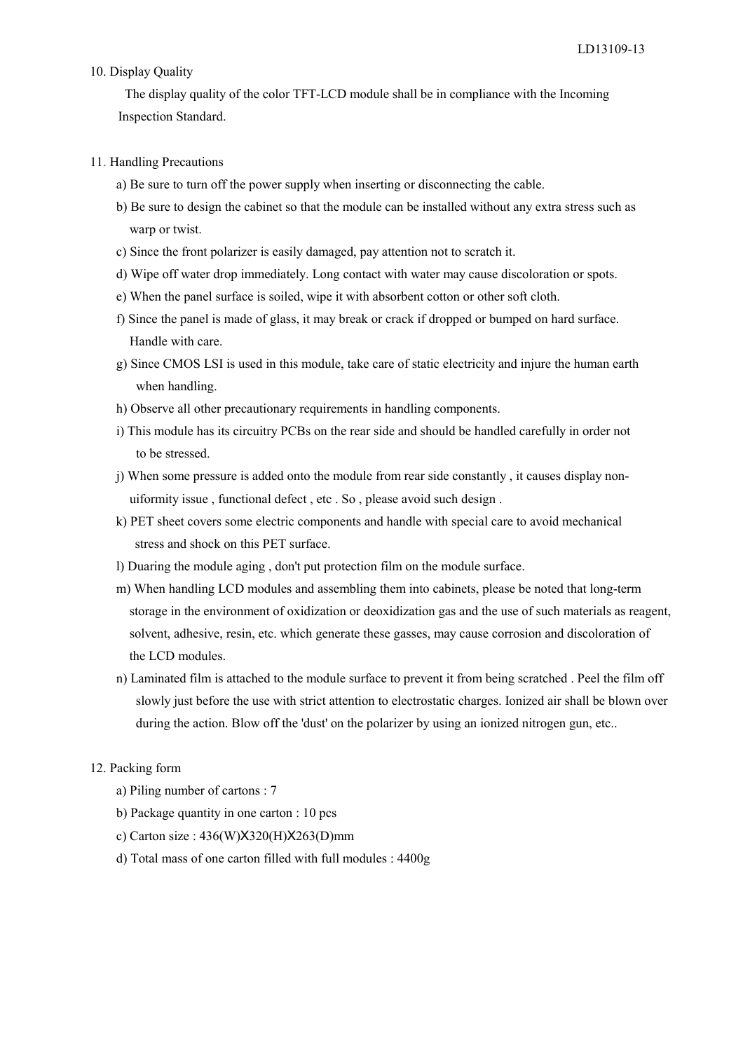## 10. Display Quality

The display quality of the color TFT-LCD module shall be in compliance with the Incoming Inspection Standard.

## 11. Handling Precautions

a) Be sure to turn off the power supply when inserting or disconnecting the cable.

b) Be sure to design the cabinet so that the module can be installed without any extra stress such as warp or twist.

c) Since the front polarizer is easily damaged, pay attention not to scratch it.

d) Wipe off water drop immediately. Long contact with water may cause discoloration or spots.

e) When the panel surface is soiled, wipe it with absorbent cotton or other soft cloth.

f) Since the panel is made of glass, it may break or crack if dropped or bumped on hard surface. Handle with care.

g) Since CMOS LSI is used in this module, take care of static electricity and injure the human earth when handling.

h) Observe all other precautionary requirements in handling components.

i) This module has its circuitry PCBs on the rear side and should be handled carefully in order not to be stressed.

j) When some pressure is added onto the module from rear side constantly , it causes display non-uiformity issue , functional defect , etc . So , please avoid such design .

k) PET sheet covers some electric components and handle with special care to avoid mechanical stress and shock on this PET surface.

l) Duaring the module aging , don't put protection film on the module surface.

m) When handling LCD modules and assembling them into cabinets, please be noted that long-term storage in the environment of oxidization or deoxidization gas and the use of such materials as reagent, solvent, adhesive, resin, etc. which generate these gasses, may cause corrosion and discoloration of the LCD modules.

n) Laminated film is attached to the module surface to prevent it from being scratched . Peel the film off slowly just before the use with strict attention to electrostatic charges. Ionized air shall be blown over during the action. Blow off the 'dust' on the polarizer by using an ionized nitrogen gun, etc..

## 12. Packing form

a) Piling number of cartons : 7

b) Package quantity in one carton : 10 pcs

c) Carton size : 436(W)X320(H)X263(D)mm

d) Total mass of one carton filled with full modules : 4400g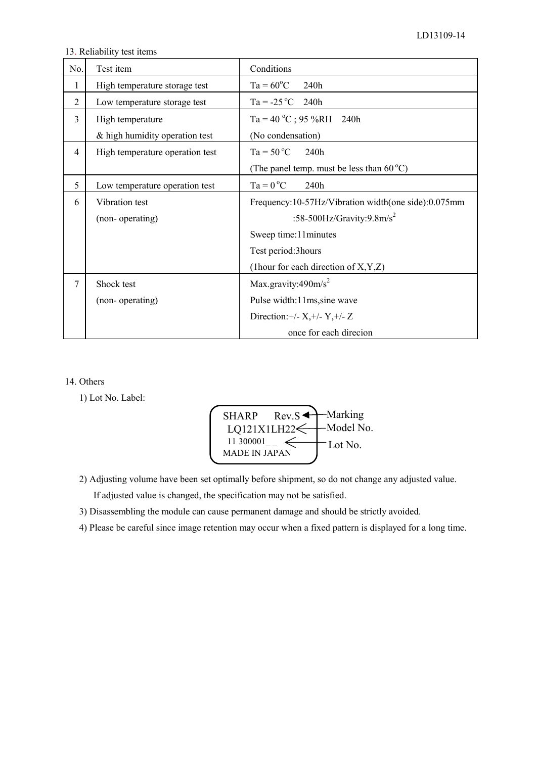## 13. Reliability test items

| No. | Test item | Conditions |
|---|---|---|
| 1 | High temperature storage test | Ta = 60°C 240h |
| 2 | Low temperature storage test | Ta = -25 °C 240h |
| 3 | High temperature & high humidity operation test | Ta = 40 °C ; 95 %RH 240h (No condensation) |
| 4 | High temperature operation test | Ta = 50 °C 240h (The panel temp. must be less than 60 °C) |
| 5 | Low temperature operation test | Ta = 0 °C 240h |
| 6 | Vibration test (non- operating) | Frequency:10-57Hz/Vibration width(one side):0.075mm :58-500Hz/Gravity:9.8m/s$^2$ Sweep time:11minutes Test period:3hours (1hour for each direction of X,Y,Z) |
| 7 | Shock test (non- operating) | Max.gravity:490m/s$^2$ Pulse width:11ms,sine wave Direction:+/- X,+/- Y,+/- Z once for each direcion |

## 14. Others

1) Lot No. Label:

```
SHARP      Rev.S   <- Marking
 LQ121X1LH22       <- Model No.
 11 300001_ _      <- Lot No.
MADE IN JAPAN
```

2) Adjusting volume have been set optimally before shipment, so do not change any adjusted value. If adjusted value is changed, the specification may not be satisfied.

3) Disassembling the module can cause permanent damage and should be strictly avoided.

4) Please be careful since image retention may occur when a fixed pattern is displayed for a long time.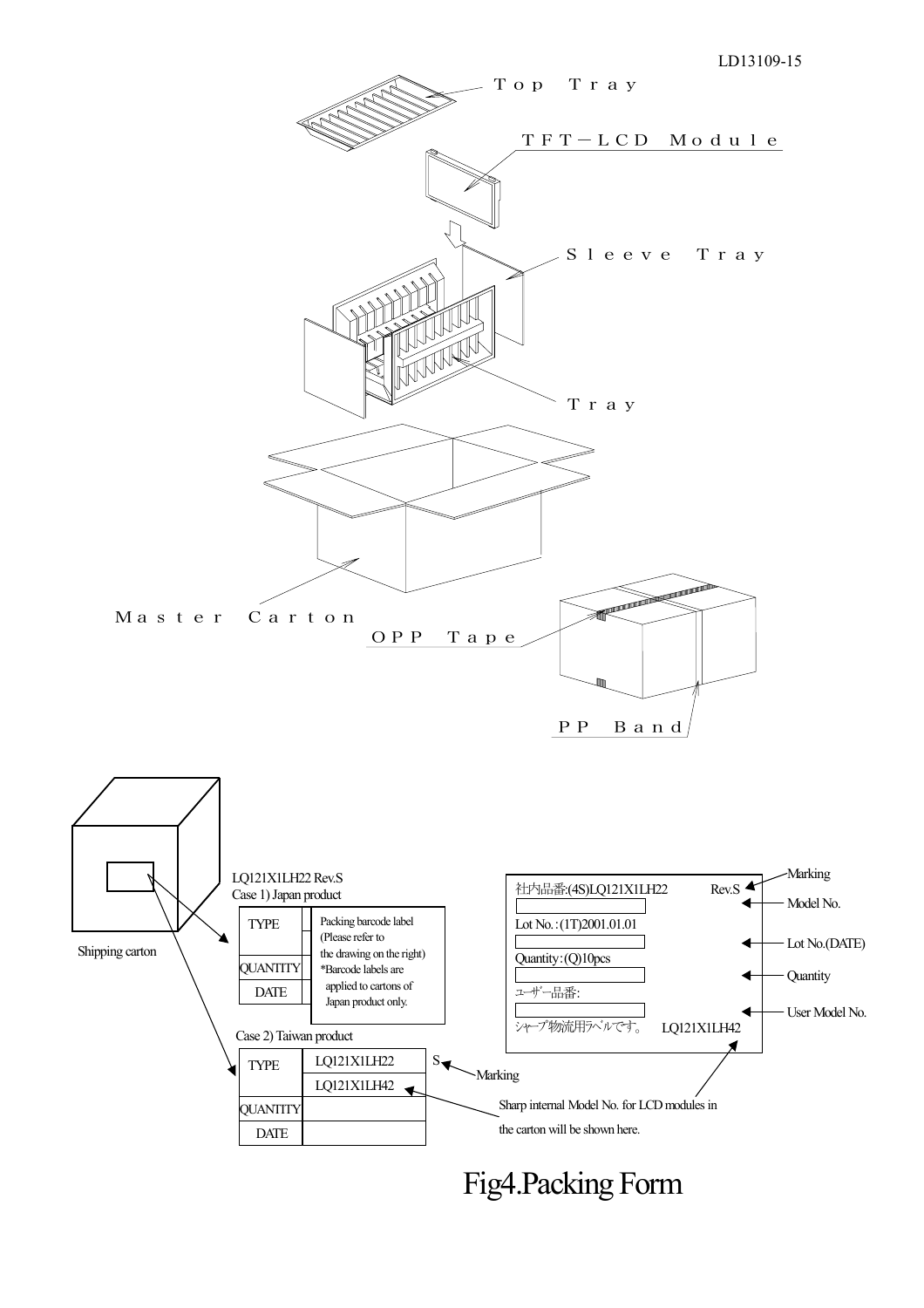Top Tray

TFT－LCD Module

Sleeve Tray

Tray

Master Carton

OPP Tape

PP Band

Shipping carton

LQ121X1LH22 Rev.S

Case 1) Japan product

| TYPE | Packing barcode label (Please refer to the drawing on the right) *Barcode labels are applied to cartons of Japan product only. |
|---|---|
| QUANTITY | |
| DATE | |

Case 2) Taiwan product

| TYPE | LQ121X1LH22 S |
|---|---|
| | LQ121X1LH42 |
| QUANTITY | |
| DATE | |

Marking

Sharp internal Model No. for LCD modules in the carton will be shown here.

社内品番:(4S)LQ121X1LH22 Rev.S ← Marking

← Model No.

Lot No.:(1T)2001.01.01

← Lot No.(DATE)

Quantity:(Q)10pcs

← Quantity

ユーザー品番:

← User Model No.

シャープ物流用ラベルです。 LQ121X1LH42

Fig4.Packing Form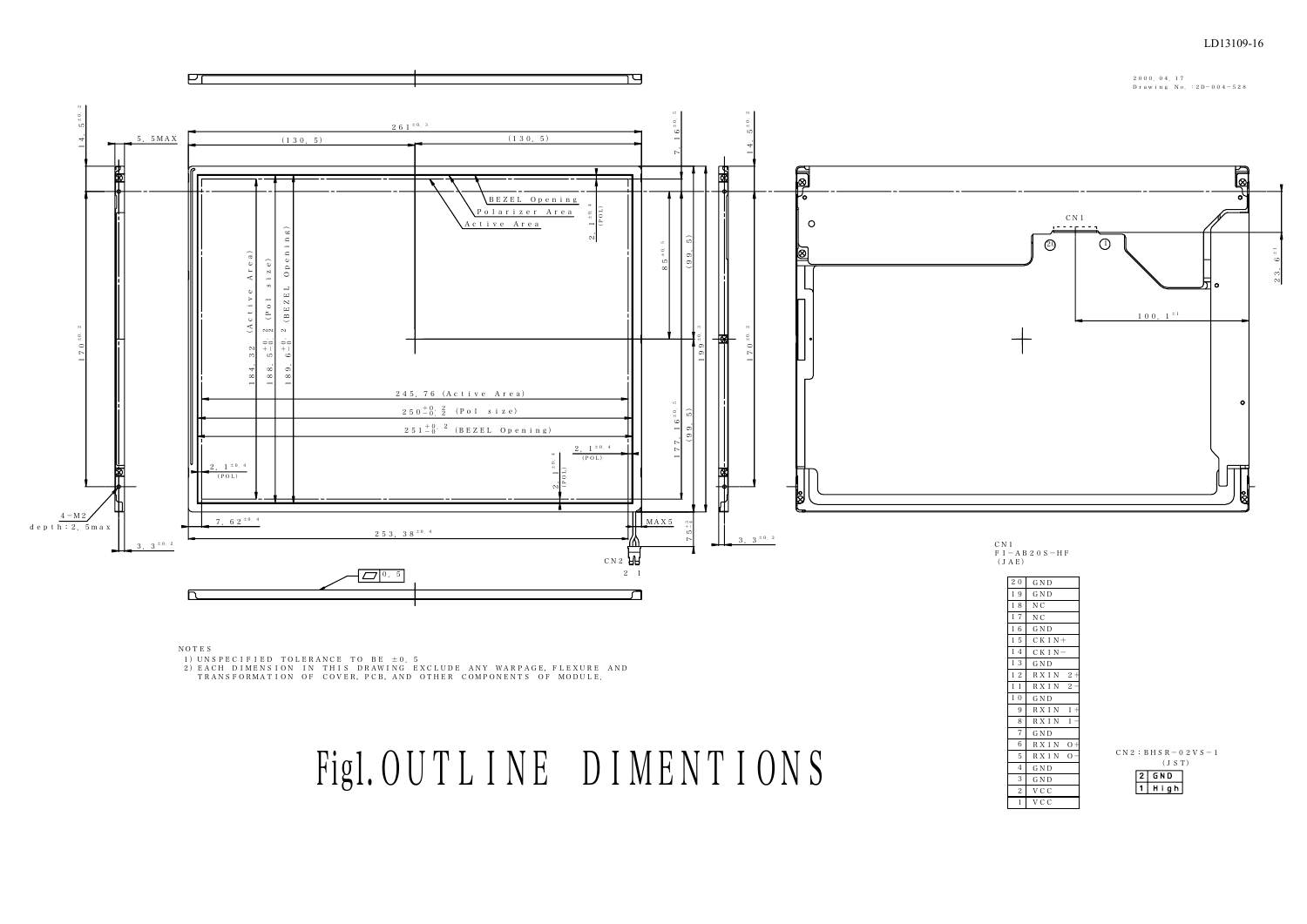2000.04.17
Drawing No.:2D-004-528

NOTES
1) UNSPECIFIED TOLERANCE TO BE ±0.5
2) EACH DIMENSION IN THIS DRAWING EXCLUDE ANY WARPAGE, FLEXURE AND TRANSFORMATION OF COVER, PCB, AND OTHER COMPONENTS OF MODULE.

# Fig1.OUTLINE DIMENTIONS

CN1
FI-AB20S-HF
(JAE)

| | |
|---|---|
| 20 | GND |
| 19 | GND |
| 18 | NC |
| 17 | NC |
| 16 | GND |
| 15 | CKIN+ |
| 14 | CKIN- |
| 13 | GND |
| 12 | RXIN 2+ |
| 11 | RXIN 2- |
| 10 | GND |
| 9 | RXIN 1+ |
| 8 | RXIN 1- |
| 7 | GND |
| 6 | RXIN 0+ |
| 5 | RXIN 0- |
| 4 | GND |
| 3 | GND |
| 2 | VCC |
| 1 | VCC |

CN2:BHSR-02VS-1
(JST)

| | |
|---|---|
| 2 | GND |
| 1 | High |